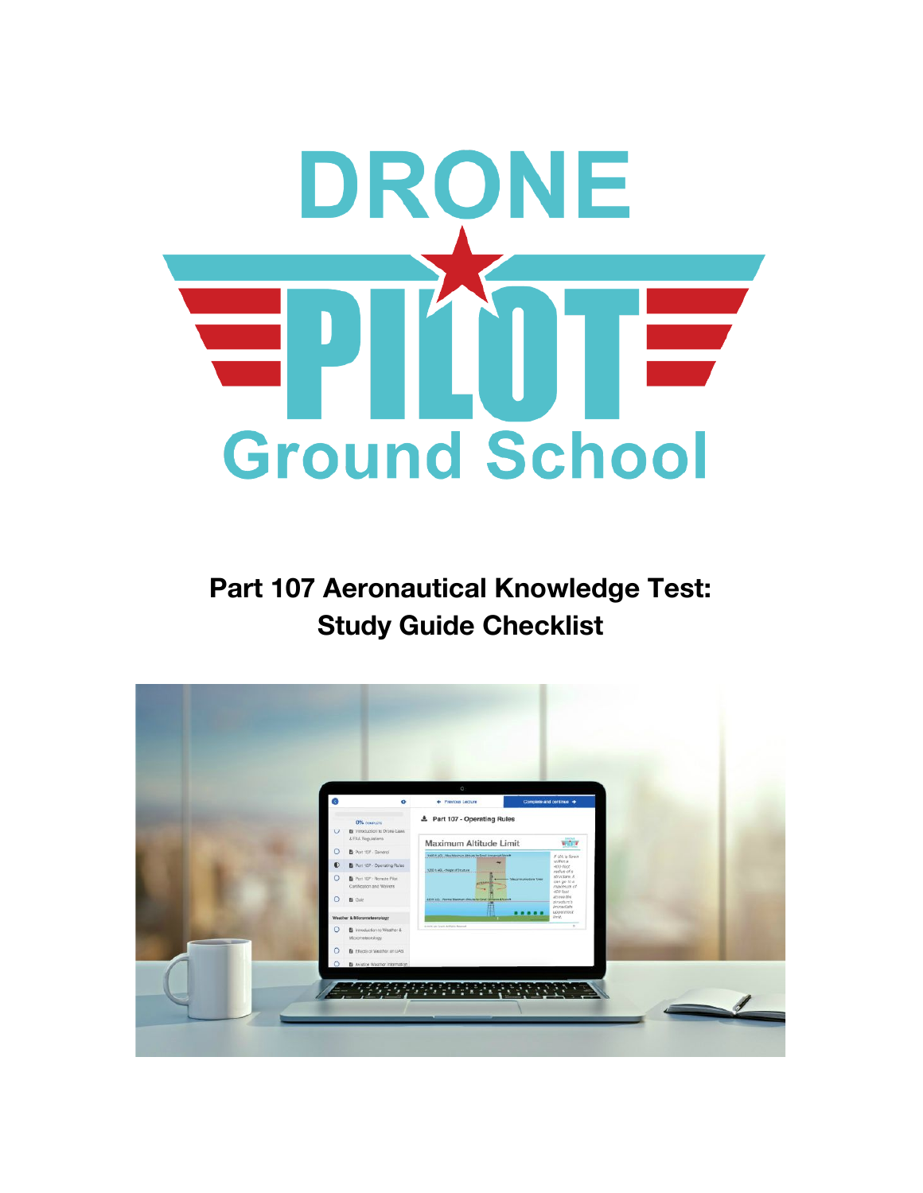# DRONE PILOT Ground School

## Part 107 Aeronautical Knowledge Test: Study Guide Checklist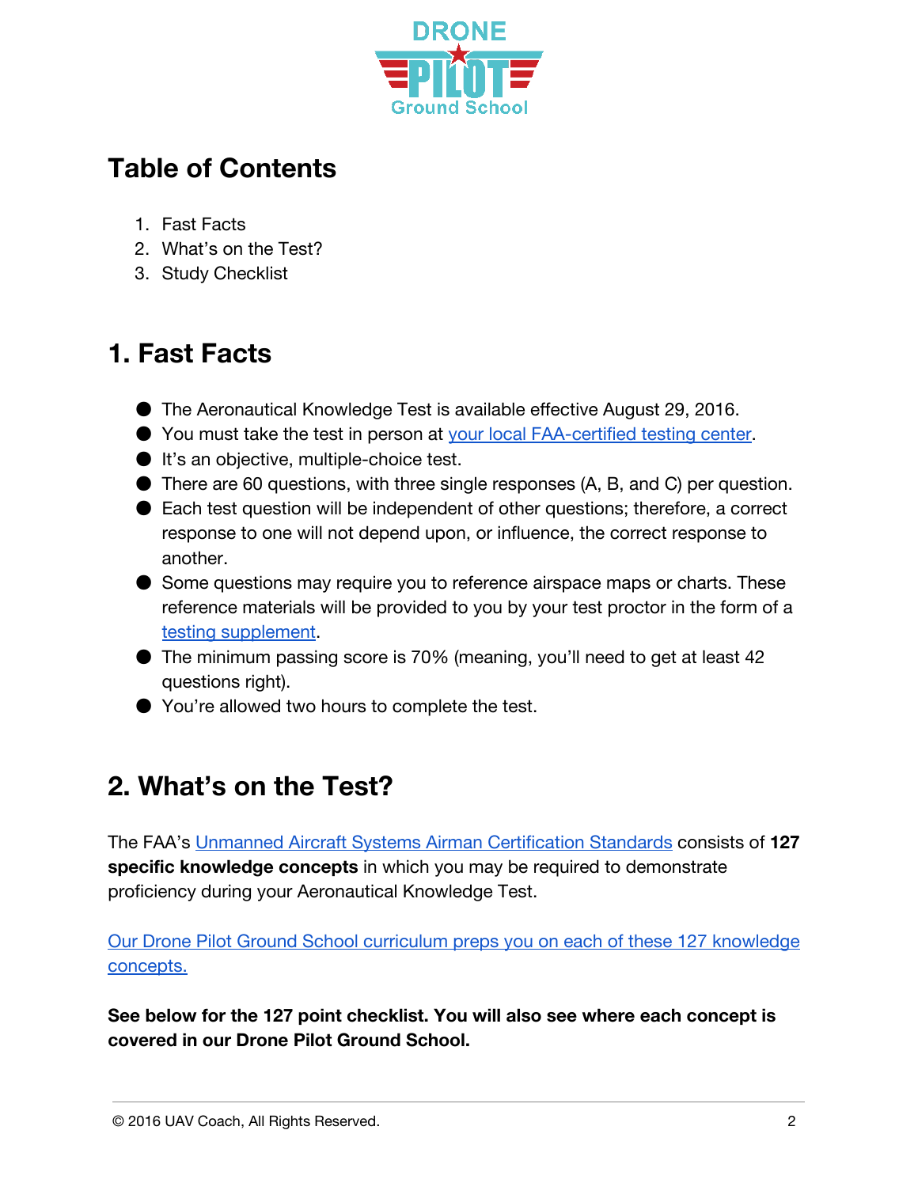# Table of Contents

1. Fast Facts
2. What's on the Test?
3. Study Checklist

## 1. Fast Facts

- The Aeronautical Knowledge Test is available effective August 29, 2016.
- You must take the test in person at your local FAA-certified testing center.
- It's an objective, multiple-choice test.
- There are 60 questions, with three single responses (A, B, and C) per question.
- Each test question will be independent of other questions; therefore, a correct response to one will not depend upon, or influence, the correct response to another.
- Some questions may require you to reference airspace maps or charts. These reference materials will be provided to you by your test proctor in the form of a testing supplement.
- The minimum passing score is 70% (meaning, you'll need to get at least 42 questions right).
- You're allowed two hours to complete the test.

## 2. What's on the Test?

The FAA's Unmanned Aircraft Systems Airman Certification Standards consists of **127 specific knowledge concepts** in which you may be required to demonstrate proficiency during your Aeronautical Knowledge Test.

Our Drone Pilot Ground School curriculum preps you on each of these 127 knowledge concepts.

**See below for the 127 point checklist. You will also see where each concept is covered in our Drone Pilot Ground School.**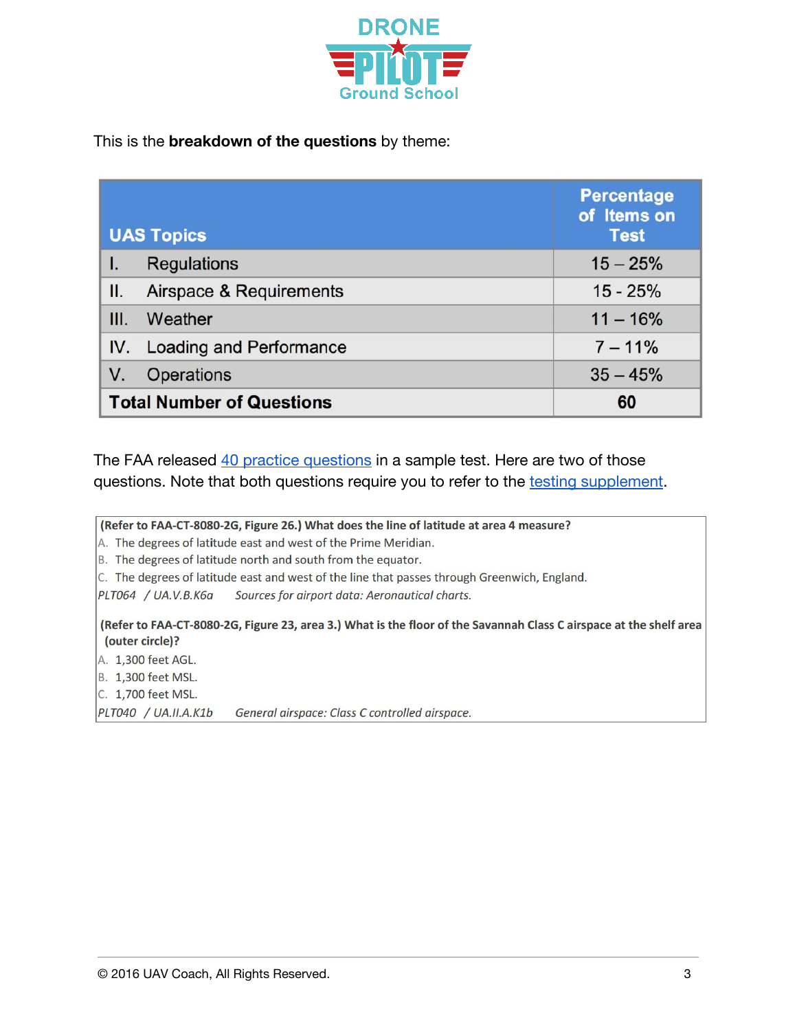This is the **breakdown of the questions** by theme:

| UAS Topics | Percentage of Items on Test |
|---|---|
| I. Regulations | 15 – 25% |
| II. Airspace & Requirements | 15 - 25% |
| III. Weather | 11 – 16% |
| IV. Loading and Performance | 7 – 11% |
| V. Operations | 35 – 45% |
| **Total Number of Questions** | **60** |

The FAA released [40 practice questions] in a sample test. Here are two of those questions. Note that both questions require you to refer to the [testing supplement].

**(Refer to FAA-CT-8080-2G, Figure 26.) What does the line of latitude at area 4 measure?**

A. The degrees of latitude east and west of the Prime Meridian.
B. The degrees of latitude north and south from the equator.
C. The degrees of latitude east and west of the line that passes through Greenwich, England.

*PLT064 / UA.V.B.K6a Sources for airport data: Aeronautical charts.*

**(Refer to FAA-CT-8080-2G, Figure 23, area 3.) What is the floor of the Savannah Class C airspace at the shelf area (outer circle)?**

A. 1,300 feet AGL.
B. 1,300 feet MSL.
C. 1,700 feet MSL.

*PLT040 / UA.II.A.K1b General airspace: Class C controlled airspace.*

© 2016 UAV Coach, All Rights Reserved.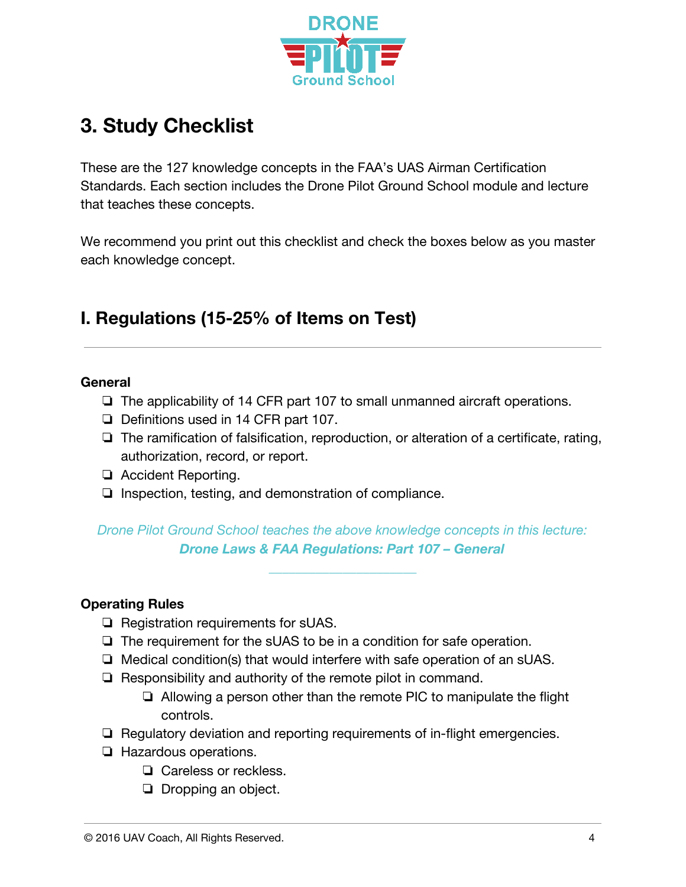## 3. Study Checklist

These are the 127 knowledge concepts in the FAA's UAS Airman Certification Standards. Each section includes the Drone Pilot Ground School module and lecture that teaches these concepts.

We recommend you print out this checklist and check the boxes below as you master each knowledge concept.

## I. Regulations (15-25% of Items on Test)

---

**General**

- ❏ The applicability of 14 CFR part 107 to small unmanned aircraft operations.
- ❏ Definitions used in 14 CFR part 107.
- ❏ The ramification of falsification, reproduction, or alteration of a certificate, rating, authorization, record, or report.
- ❏ Accident Reporting.
- ❏ Inspection, testing, and demonstration of compliance.

*Drone Pilot Ground School teaches the above knowledge concepts in this lecture:* ***Drone Laws & FAA Regulations: Part 107 – General***

---

**Operating Rules**

- ❏ Registration requirements for sUAS.
- ❏ The requirement for the sUAS to be in a condition for safe operation.
- ❏ Medical condition(s) that would interfere with safe operation of an sUAS.
- ❏ Responsibility and authority of the remote pilot in command.
    - ❏ Allowing a person other than the remote PIC to manipulate the flight controls.
- ❏ Regulatory deviation and reporting requirements of in-flight emergencies.
- ❏ Hazardous operations.
    - ❏ Careless or reckless.
    - ❏ Dropping an object.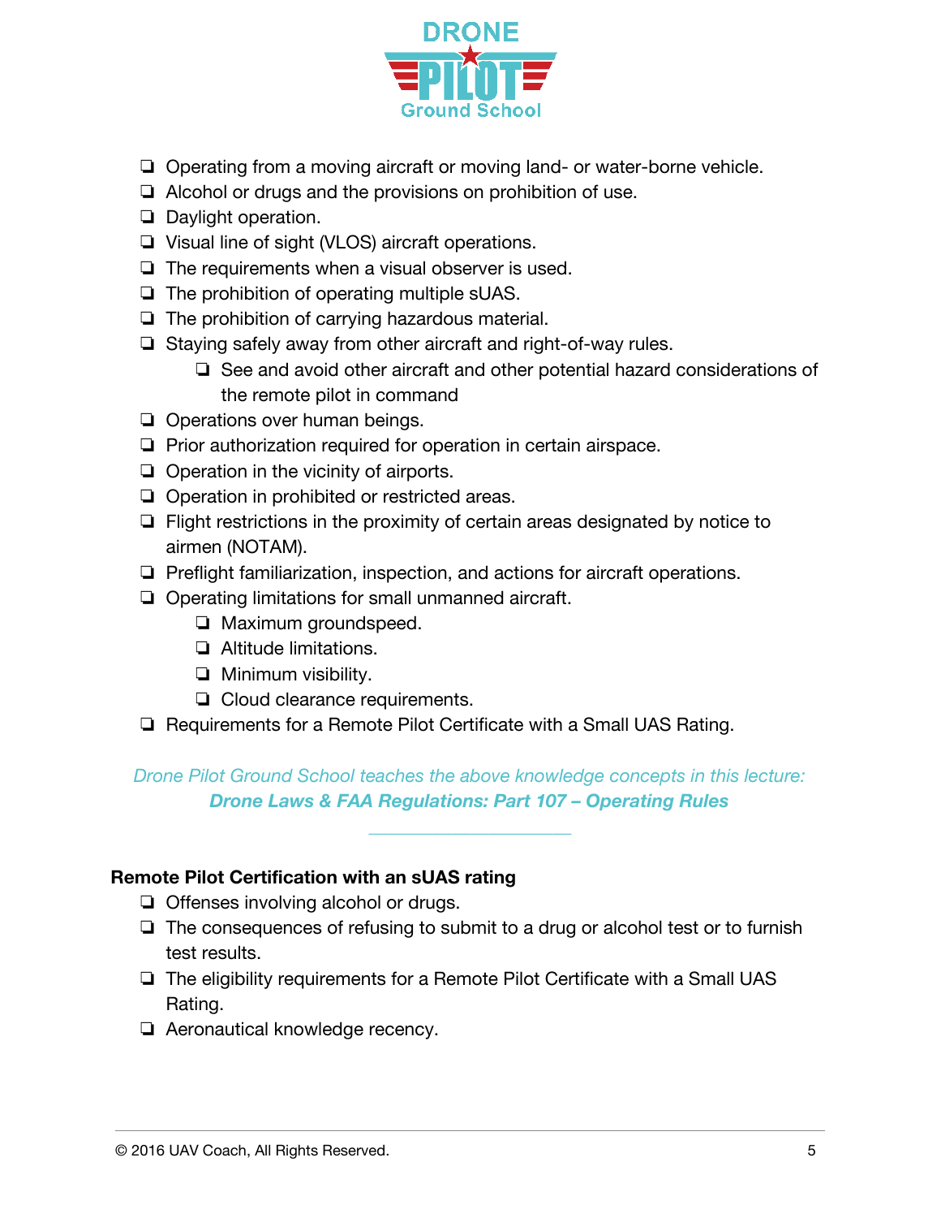- ❏ Operating from a moving aircraft or moving land- or water-borne vehicle.
- ❏ Alcohol or drugs and the provisions on prohibition of use.
- ❏ Daylight operation.
- ❏ Visual line of sight (VLOS) aircraft operations.
- ❏ The requirements when a visual observer is used.
- ❏ The prohibition of operating multiple sUAS.
- ❏ The prohibition of carrying hazardous material.
- ❏ Staying safely away from other aircraft and right-of-way rules.
    - ❏ See and avoid other aircraft and other potential hazard considerations of the remote pilot in command
- ❏ Operations over human beings.
- ❏ Prior authorization required for operation in certain airspace.
- ❏ Operation in the vicinity of airports.
- ❏ Operation in prohibited or restricted areas.
- ❏ Flight restrictions in the proximity of certain areas designated by notice to airmen (NOTAM).
- ❏ Preflight familiarization, inspection, and actions for aircraft operations.
- ❏ Operating limitations for small unmanned aircraft.
    - ❏ Maximum groundspeed.
    - ❏ Altitude limitations.
    - ❏ Minimum visibility.
    - ❏ Cloud clearance requirements.
- ❏ Requirements for a Remote Pilot Certificate with a Small UAS Rating.

*Drone Pilot Ground School teaches the above knowledge concepts in this lecture:*
***Drone Laws & FAA Regulations: Part 107 – Operating Rules***

---

**Remote Pilot Certification with an sUAS rating**

- ❏ Offenses involving alcohol or drugs.
- ❏ The consequences of refusing to submit to a drug or alcohol test or to furnish test results.
- ❏ The eligibility requirements for a Remote Pilot Certificate with a Small UAS Rating.
- ❏ Aeronautical knowledge recency.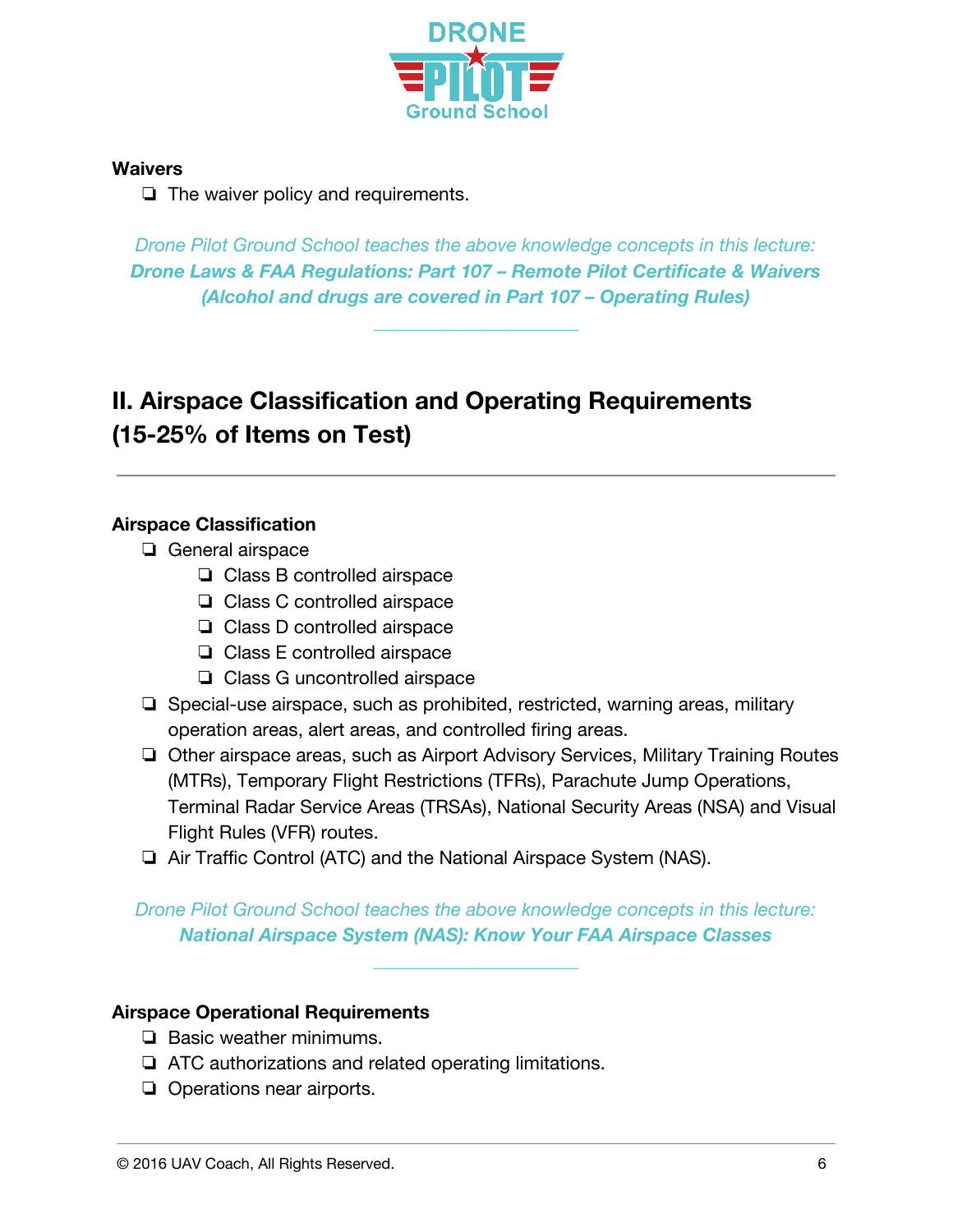**Waivers**

- ❏ The waiver policy and requirements.

*Drone Pilot Ground School teaches the above knowledge concepts in this lecture:*
***Drone Laws & FAA Regulations: Part 107 – Remote Pilot Certificate & Waivers (Alcohol and drugs are covered in Part 107 – Operating Rules)***

---

## II. Airspace Classification and Operating Requirements (15-25% of Items on Test)

---

**Airspace Classification**

- ❏ General airspace
    - ❏ Class B controlled airspace
    - ❏ Class C controlled airspace
    - ❏ Class D controlled airspace
    - ❏ Class E controlled airspace
    - ❏ Class G uncontrolled airspace
- ❏ Special-use airspace, such as prohibited, restricted, warning areas, military operation areas, alert areas, and controlled firing areas.
- ❏ Other airspace areas, such as Airport Advisory Services, Military Training Routes (MTRs), Temporary Flight Restrictions (TFRs), Parachute Jump Operations, Terminal Radar Service Areas (TRSAs), National Security Areas (NSA) and Visual Flight Rules (VFR) routes.
- ❏ Air Traffic Control (ATC) and the National Airspace System (NAS).

*Drone Pilot Ground School teaches the above knowledge concepts in this lecture:*
***National Airspace System (NAS): Know Your FAA Airspace Classes***

---

**Airspace Operational Requirements**

- ❏ Basic weather minimums.
- ❏ ATC authorizations and related operating limitations.
- ❏ Operations near airports.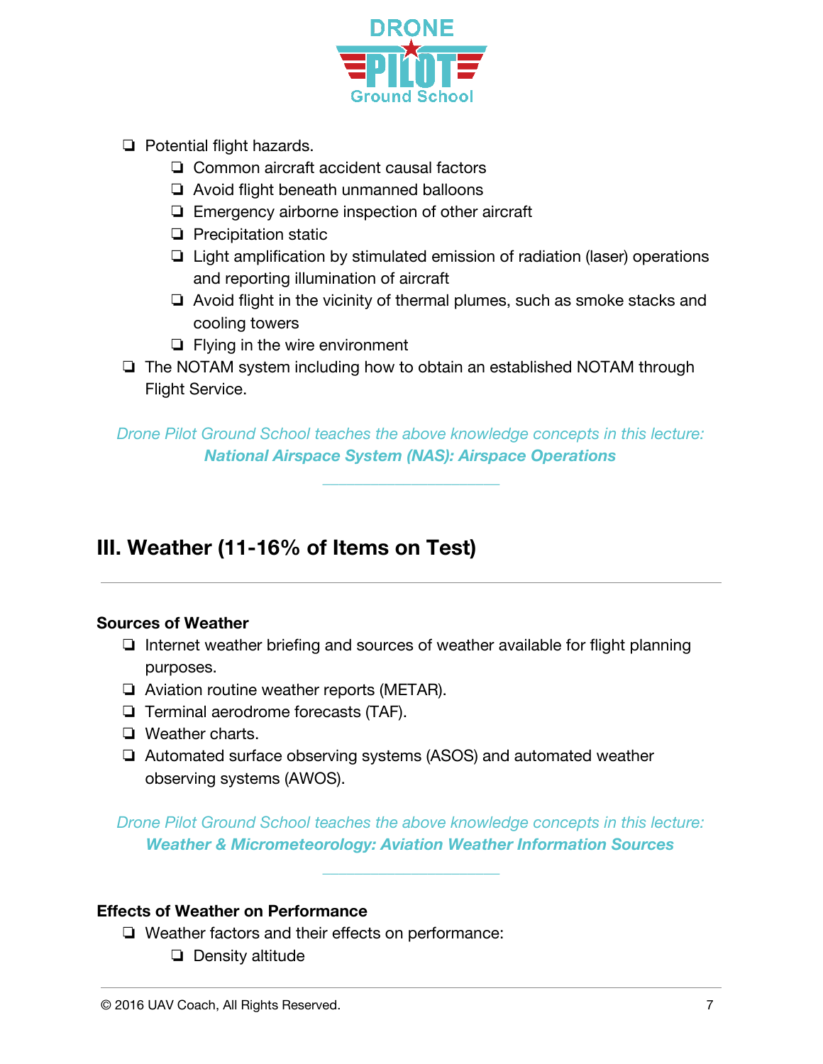- ❏ Potential flight hazards.
    - ❏ Common aircraft accident causal factors
    - ❏ Avoid flight beneath unmanned balloons
    - ❏ Emergency airborne inspection of other aircraft
    - ❏ Precipitation static
    - ❏ Light amplification by stimulated emission of radiation (laser) operations and reporting illumination of aircraft
    - ❏ Avoid flight in the vicinity of thermal plumes, such as smoke stacks and cooling towers
    - ❏ Flying in the wire environment
- ❏ The NOTAM system including how to obtain an established NOTAM through Flight Service.

*Drone Pilot Ground School teaches the above knowledge concepts in this lecture:*
***National Airspace System (NAS): Airspace Operations***

---

## III. Weather (11-16% of Items on Test)

---

**Sources of Weather**

- ❏ Internet weather briefing and sources of weather available for flight planning purposes.
- ❏ Aviation routine weather reports (METAR).
- ❏ Terminal aerodrome forecasts (TAF).
- ❏ Weather charts.
- ❏ Automated surface observing systems (ASOS) and automated weather observing systems (AWOS).

*Drone Pilot Ground School teaches the above knowledge concepts in this lecture:*
***Weather & Micrometeorology: Aviation Weather Information Sources***

---

**Effects of Weather on Performance**

- ❏ Weather factors and their effects on performance:
    - ❏ Density altitude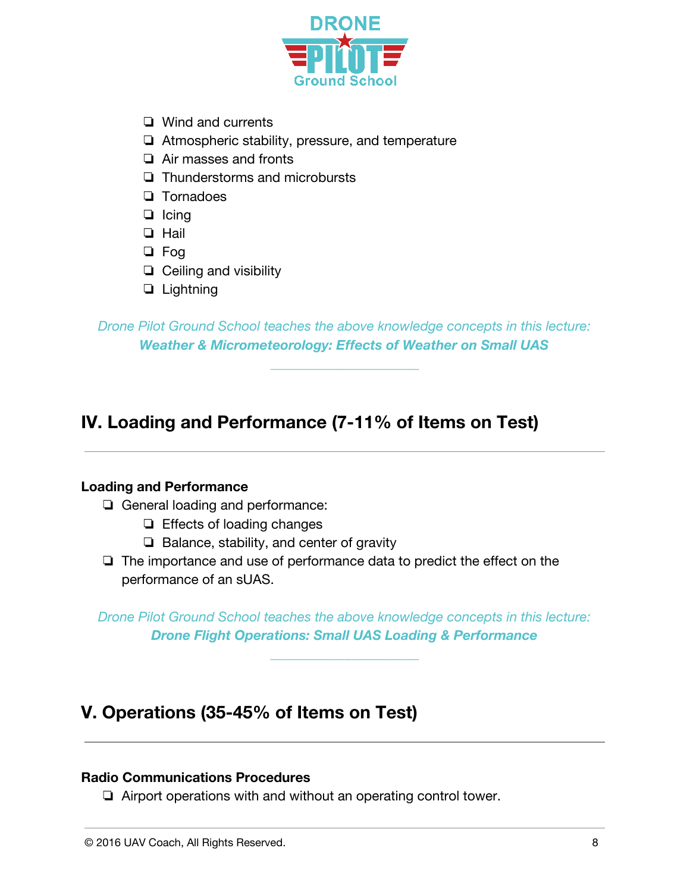- ❏ Wind and currents
- ❏ Atmospheric stability, pressure, and temperature
- ❏ Air masses and fronts
- ❏ Thunderstorms and microbursts
- ❏ Tornadoes
- ❏ Icing
- ❏ Hail
- ❏ Fog
- ❏ Ceiling and visibility
- ❏ Lightning

*Drone Pilot Ground School teaches the above knowledge concepts in this lecture:*
***Weather & Micrometeorology: Effects of Weather on Small UAS***

---

## IV. Loading and Performance (7-11% of Items on Test)

---

**Loading and Performance**

- ❏ General loading and performance:
  - ❏ Effects of loading changes
  - ❏ Balance, stability, and center of gravity
- ❏ The importance and use of performance data to predict the effect on the performance of an sUAS.

*Drone Pilot Ground School teaches the above knowledge concepts in this lecture:*
***Drone Flight Operations: Small UAS Loading & Performance***

---

## V. Operations (35-45% of Items on Test)

---

**Radio Communications Procedures**

- ❏ Airport operations with and without an operating control tower.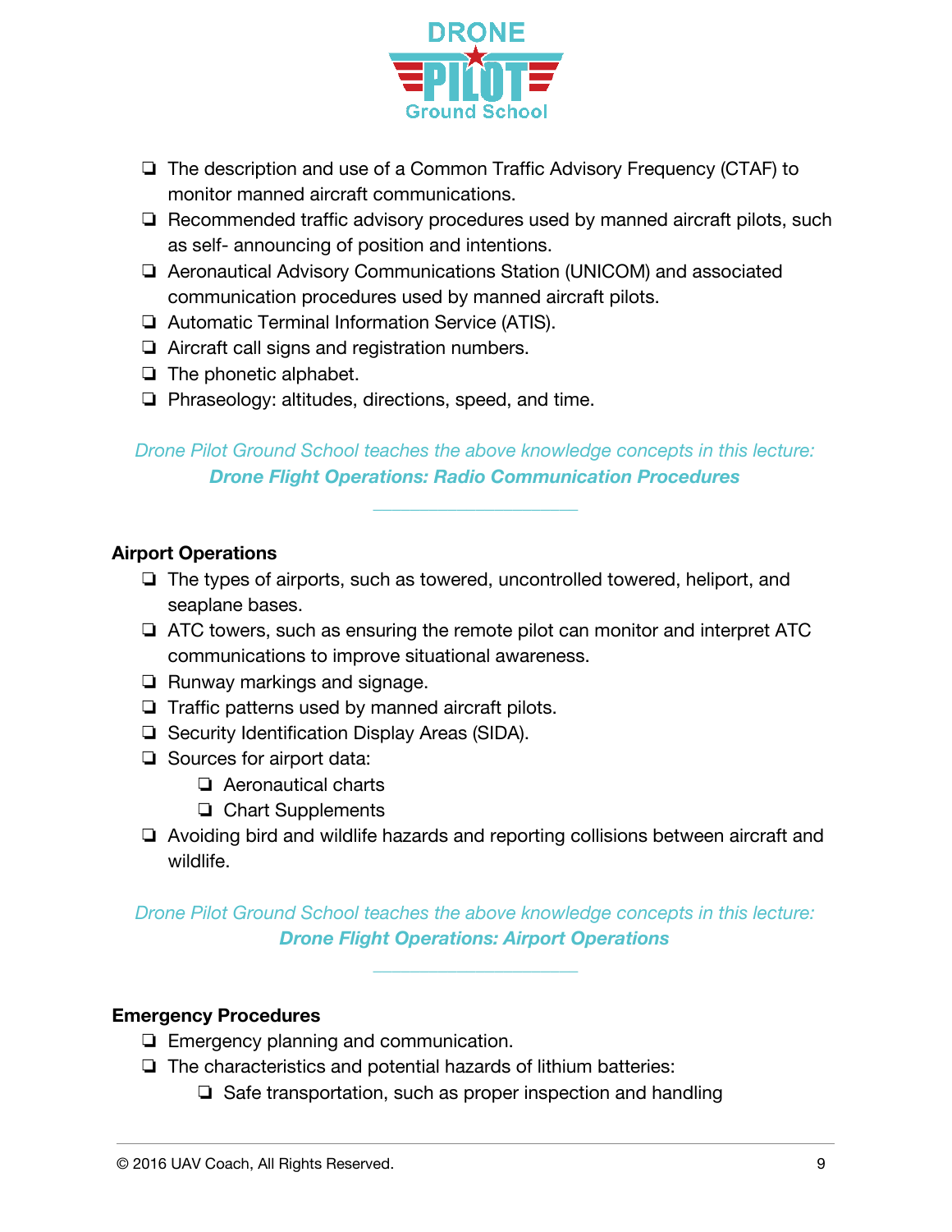- ❏ The description and use of a Common Traffic Advisory Frequency (CTAF) to monitor manned aircraft communications.
- ❏ Recommended traffic advisory procedures used by manned aircraft pilots, such as self- announcing of position and intentions.
- ❏ Aeronautical Advisory Communications Station (UNICOM) and associated communication procedures used by manned aircraft pilots.
- ❏ Automatic Terminal Information Service (ATIS).
- ❏ Aircraft call signs and registration numbers.
- ❏ The phonetic alphabet.
- ❏ Phraseology: altitudes, directions, speed, and time.

*Drone Pilot Ground School teaches the above knowledge concepts in this lecture:*
***Drone Flight Operations: Radio Communication Procedures***

---

**Airport Operations**

- ❏ The types of airports, such as towered, uncontrolled towered, heliport, and seaplane bases.
- ❏ ATC towers, such as ensuring the remote pilot can monitor and interpret ATC communications to improve situational awareness.
- ❏ Runway markings and signage.
- ❏ Traffic patterns used by manned aircraft pilots.
- ❏ Security Identification Display Areas (SIDA).
- ❏ Sources for airport data:
    - ❏ Aeronautical charts
    - ❏ Chart Supplements
- ❏ Avoiding bird and wildlife hazards and reporting collisions between aircraft and wildlife.

*Drone Pilot Ground School teaches the above knowledge concepts in this lecture:*
***Drone Flight Operations: Airport Operations***

---

**Emergency Procedures**

- ❏ Emergency planning and communication.
- ❏ The characteristics and potential hazards of lithium batteries:
    - ❏ Safe transportation, such as proper inspection and handling

© 2016 UAV Coach, All Rights Reserved.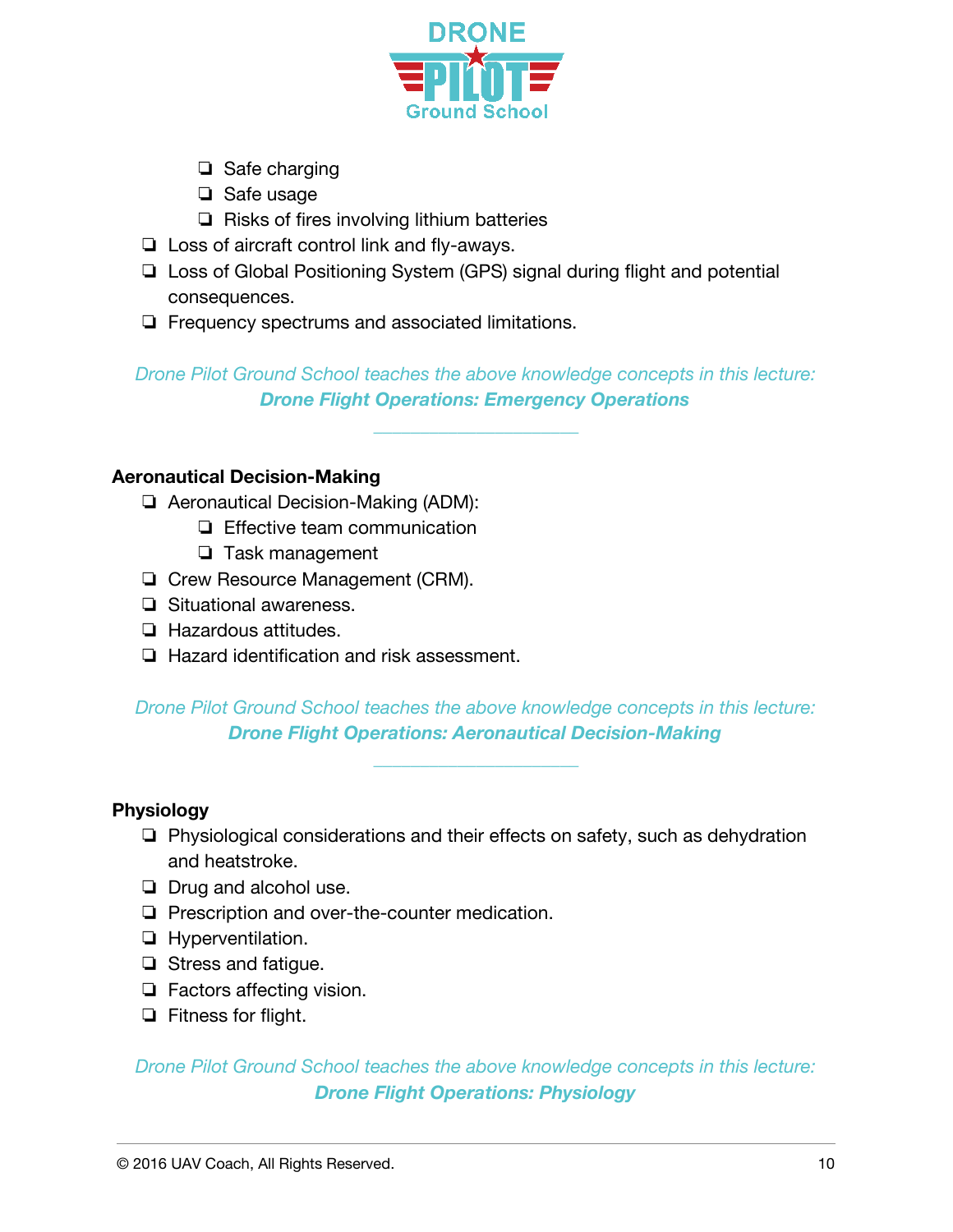- ❏ Safe charging
  - ❏ Safe usage
  - ❏ Risks of fires involving lithium batteries
- ❏ Loss of aircraft control link and fly-aways.
- ❏ Loss of Global Positioning System (GPS) signal during flight and potential consequences.
- ❏ Frequency spectrums and associated limitations.

*Drone Pilot Ground School teaches the above knowledge concepts in this lecture:*
***Drone Flight Operations: Emergency Operations***

---

**Aeronautical Decision-Making**

- ❏ Aeronautical Decision-Making (ADM):
  - ❏ Effective team communication
  - ❏ Task management
- ❏ Crew Resource Management (CRM).
- ❏ Situational awareness.
- ❏ Hazardous attitudes.
- ❏ Hazard identification and risk assessment.

*Drone Pilot Ground School teaches the above knowledge concepts in this lecture:*
***Drone Flight Operations: Aeronautical Decision-Making***

---

**Physiology**

- ❏ Physiological considerations and their effects on safety, such as dehydration and heatstroke.
- ❏ Drug and alcohol use.
- ❏ Prescription and over-the-counter medication.
- ❏ Hyperventilation.
- ❏ Stress and fatigue.
- ❏ Factors affecting vision.
- ❏ Fitness for flight.

*Drone Pilot Ground School teaches the above knowledge concepts in this lecture:*
***Drone Flight Operations: Physiology***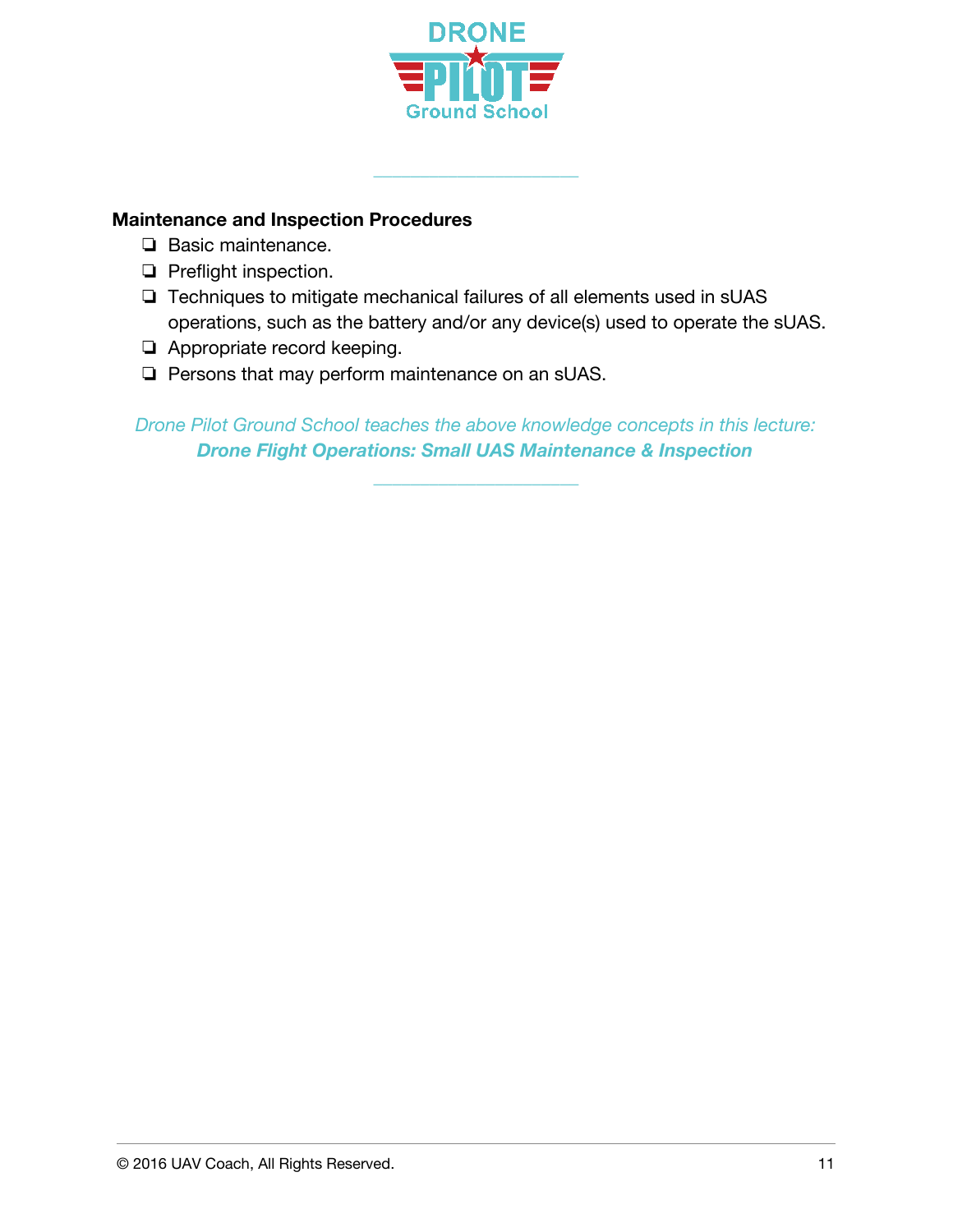## Maintenance and Inspection Procedures

- ❏ Basic maintenance.
- ❏ Preflight inspection.
- ❏ Techniques to mitigate mechanical failures of all elements used in sUAS operations, such as the battery and/or any device(s) used to operate the sUAS.
- ❏ Appropriate record keeping.
- ❏ Persons that may perform maintenance on an sUAS.

*Drone Pilot Ground School teaches the above knowledge concepts in this lecture:*
***Drone Flight Operations: Small UAS Maintenance & Inspection***